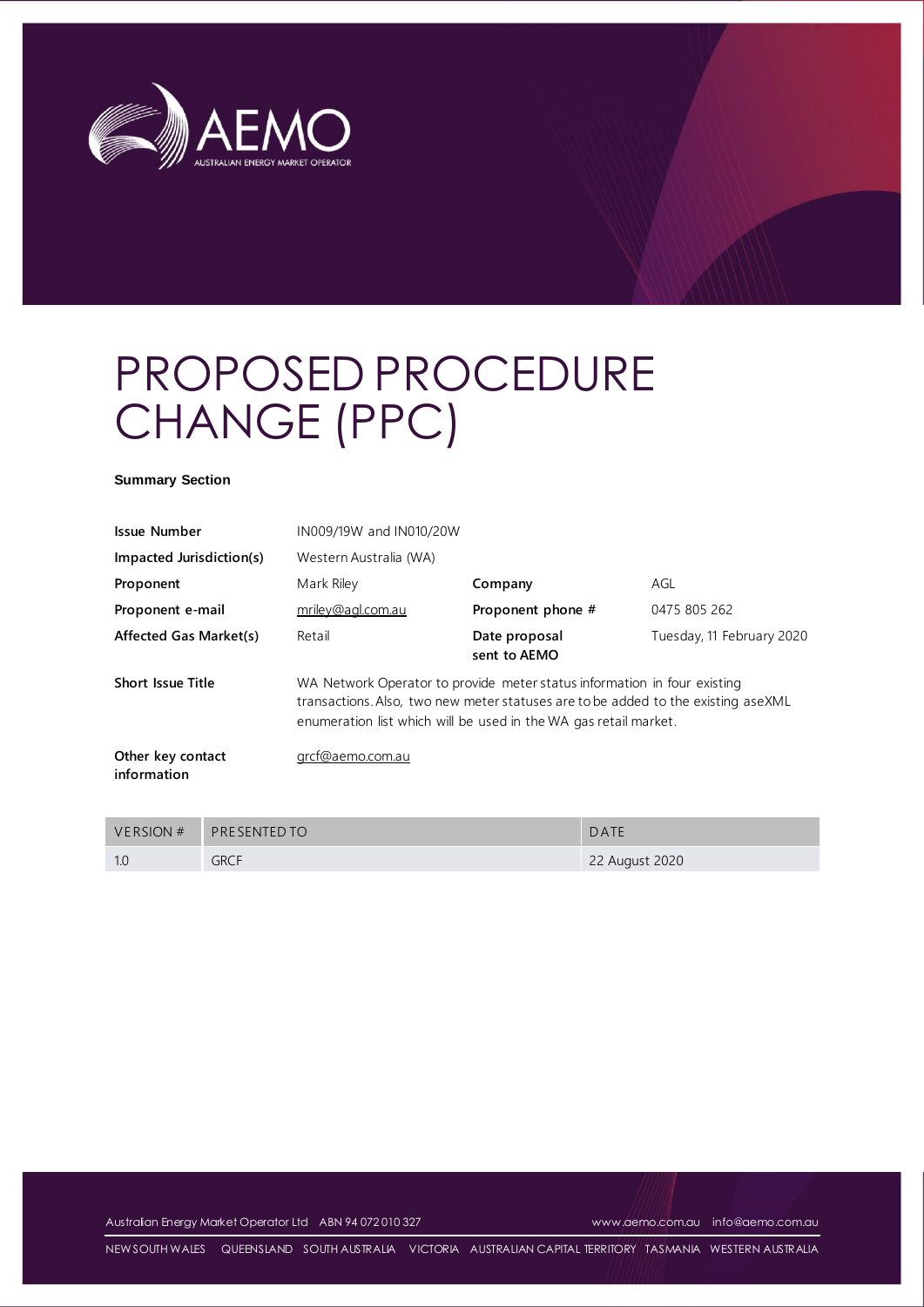# PROPOSED PROCEDURE CHANGE (PPC)

**Summary Section**

| | | | |
|---|---|---|---|
| **Issue Number** | IN009/19W and IN010/20W | | |
| **Impacted Jurisdiction(s)** | Western Australia (WA) | | |
| **Proponent** | Mark Riley | **Company** | AGL |
| **Proponent e-mail** | mriley@agl.com.au | **Proponent phone #** | 0475 805 262 |
| **Affected Gas Market(s)** | Retail | **Date proposal sent to AEMO** | Tuesday, 11 February 2020 |
| **Short Issue Title** | WA Network Operator to provide meter status information in four existing transactions. Also, two new meter statuses are to be added to the existing aseXML enumeration list which will be used in the WA gas retail market. | | |
| **Other key contact information** | grcf@aemo.com.au | | |

| VERSION # | PRESENTED TO | DATE |
|---|---|---|
| 1.0 | GRCF | 22 August 2020 |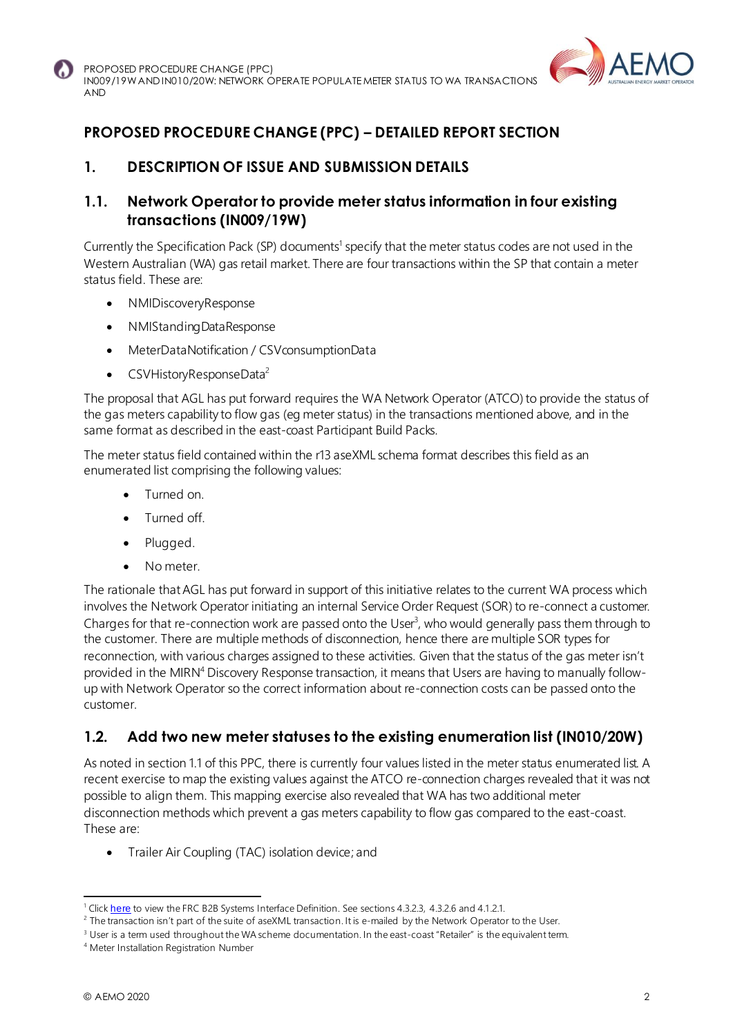# PROPOSED PROCEDURE CHANGE (PPC) – DETAILED REPORT SECTION

## 1. DESCRIPTION OF ISSUE AND SUBMISSION DETAILS

### 1.1. Network Operator to provide meter status information in four existing transactions (IN009/19W)

Currently the Specification Pack (SP) documents[1] specify that the meter status codes are not used in the Western Australian (WA) gas retail market. There are four transactions within the SP that contain a meter status field. These are:

- NMIDiscoveryResponse
- NMIStandingDataResponse
- MeterDataNotification / CSVconsumptionData
- CSVHistoryResponseData[2]

The proposal that AGL has put forward requires the WA Network Operator (ATCO) to provide the status of the gas meters capability to flow gas (eg meter status) in the transactions mentioned above, and in the same format as described in the east-coast Participant Build Packs.

The meter status field contained within the r13 aseXML schema format describes this field as an enumerated list comprising the following values:

- Turned on.
- Turned off.
- Plugged.
- No meter.

The rationale that AGL has put forward in support of this initiative relates to the current WA process which involves the Network Operator initiating an internal Service Order Request (SOR) to re-connect a customer. Charges for that re-connection work are passed onto the User[3], who would generally pass them through to the customer. There are multiple methods of disconnection, hence there are multiple SOR types for reconnection, with various charges assigned to these activities. Given that the status of the gas meter isn't provided in the MIRN[4] Discovery Response transaction, it means that Users are having to manually follow-up with Network Operator so the correct information about re-connection costs can be passed onto the customer.

### 1.2. Add two new meter statuses to the existing enumeration list (IN010/20W)

As noted in section 1.1 of this PPC, there is currently four values listed in the meter status enumerated list. A recent exercise to map the existing values against the ATCO re-connection charges revealed that it was not possible to align them. This mapping exercise also revealed that WA has two additional meter disconnection methods which prevent a gas meters capability to flow gas compared to the east-coast. These are:

- Trailer Air Coupling (TAC) isolation device; and

---

[1] Click here to view the FRC B2B Systems Interface Definition. See sections 4.3.2.3, 4.3.2.6 and 4.1.2.1.

[2] The transaction isn't part of the suite of aseXML transaction. It is e-mailed by the Network Operator to the User.

[3] User is a term used throughout the WA scheme documentation. In the east-coast "Retailer" is the equivalent term.

[4] Meter Installation Registration Number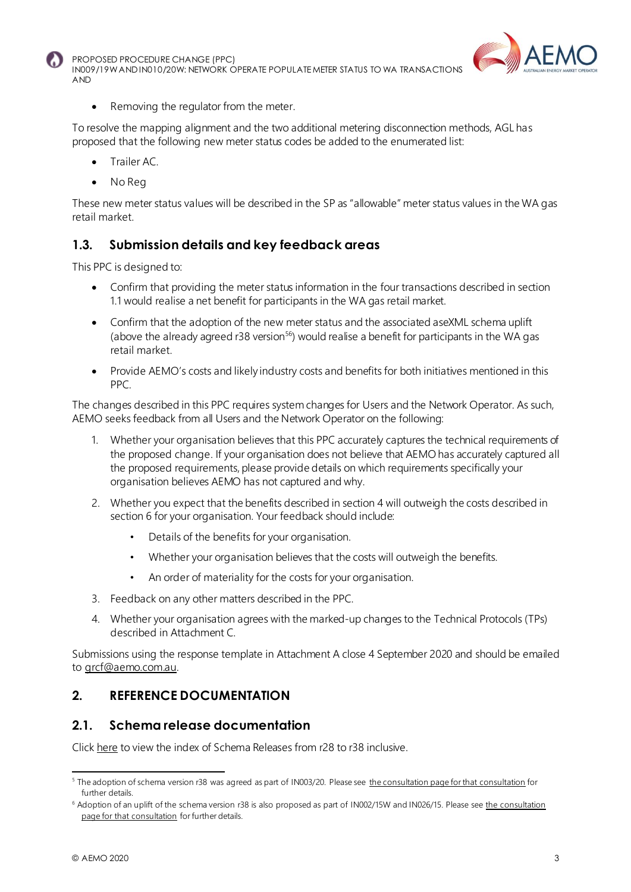- Removing the regulator from the meter.

To resolve the mapping alignment and the two additional metering disconnection methods, AGL has proposed that the following new meter status codes be added to the enumerated list:

- Trailer AC.
- No Reg

These new meter status values will be described in the SP as "allowable" meter status values in the WA gas retail market.

## 1.3. Submission details and key feedback areas

This PPC is designed to:

- Confirm that providing the meter status information in the four transactions described in section 1.1 would realise a net benefit for participants in the WA gas retail market.
- Confirm that the adoption of the new meter status and the associated aseXML schema uplift (above the already agreed r38 version[5][6]) would realise a benefit for participants in the WA gas retail market.
- Provide AEMO's costs and likely industry costs and benefits for both initiatives mentioned in this PPC.

The changes described in this PPC requires system changes for Users and the Network Operator. As such, AEMO seeks feedback from all Users and the Network Operator on the following:

1. Whether your organisation believes that this PPC accurately captures the technical requirements of the proposed change. If your organisation does not believe that AEMO has accurately captured all the proposed requirements, please provide details on which requirements specifically your organisation believes AEMO has not captured and why.
2. Whether you expect that the benefits described in section 4 will outweigh the costs described in section 6 for your organisation. Your feedback should include:
   - Details of the benefits for your organisation.
   - Whether your organisation believes that the costs will outweigh the benefits.
   - An order of materiality for the costs for your organisation.
3. Feedback on any other matters described in the PPC.
4. Whether your organisation agrees with the marked-up changes to the Technical Protocols (TPs) described in Attachment C.

Submissions using the response template in Attachment A close 4 September 2020 and should be emailed to grcf@aemo.com.au.

# 2. REFERENCE DOCUMENTATION

## 2.1. Schema release documentation

Click here to view the index of Schema Releases from r28 to r38 inclusive.

---

[5] The adoption of schema version r38 was agreed as part of IN003/20. Please see the consultation page for that consultation for further details.

[6] Adoption of an uplift of the schema version r38 is also proposed as part of IN002/15W and IN026/15. Please see the consultation page for that consultation for further details.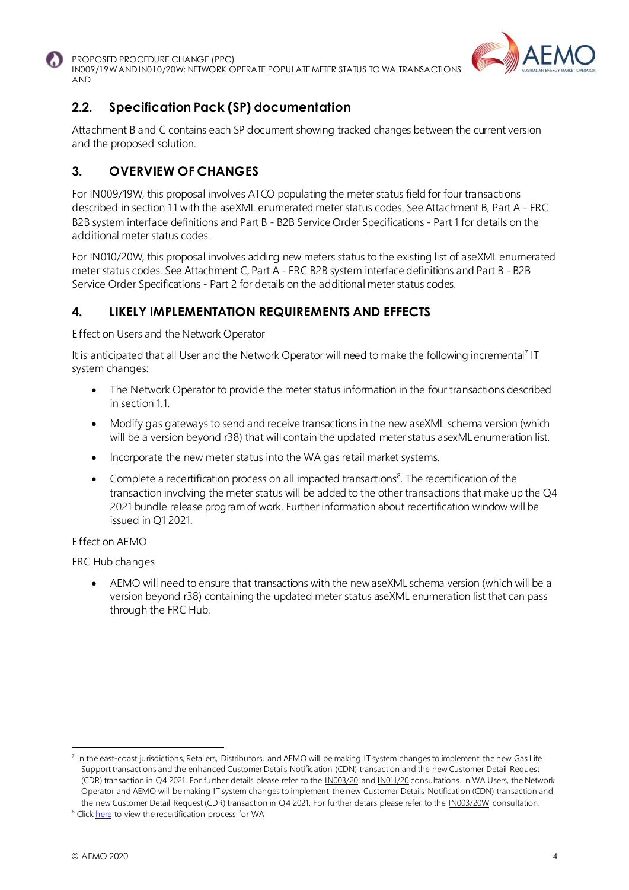## 2.2. Specification Pack (SP) documentation

Attachment B and C contains each SP document showing tracked changes between the current version and the proposed solution.

## 3. OVERVIEW OF CHANGES

For IN009/19W, this proposal involves ATCO populating the meter status field for four transactions described in section 1.1 with the aseXML enumerated meter status codes. See Attachment B, Part A - FRC B2B system interface definitions and Part B - B2B Service Order Specifications - Part 1 for details on the additional meter status codes.

For IN010/20W, this proposal involves adding new meters status to the existing list of aseXML enumerated meter status codes. See Attachment C, Part A - FRC B2B system interface definitions and Part B - B2B Service Order Specifications - Part 2 for details on the additional meter status codes.

## 4. LIKELY IMPLEMENTATION REQUIREMENTS AND EFFECTS

Effect on Users and the Network Operator

It is anticipated that all User and the Network Operator will need to make the following incremental[7] IT system changes:

- The Network Operator to provide the meter status information in the four transactions described in section 1.1.
- Modify gas gateways to send and receive transactions in the new aseXML schema version (which will be a version beyond r38) that will contain the updated meter status asexML enumeration list.
- Incorporate the new meter status into the WA gas retail market systems.
- Complete a recertification process on all impacted transactions[8]. The recertification of the transaction involving the meter status will be added to the other transactions that make up the Q4 2021 bundle release program of work. Further information about recertification window will be issued in Q1 2021.

Effect on AEMO

FRC Hub changes

- AEMO will need to ensure that transactions with the new aseXML schema version (which will be a version beyond r38) containing the updated meter status aseXML enumeration list that can pass through the FRC Hub.

---

[7] In the east-coast jurisdictions, Retailers, Distributors, and AEMO will be making IT system changes to implement the new Gas Life Support transactions and the enhanced Customer Details Notification (CDN) transaction and the new Customer Detail Request (CDR) transaction in Q4 2021. For further details please refer to the IN003/20 and IN011/20 consultations. In WA Users, the Network Operator and AEMO will be making IT system changes to implement the new Customer Details Notification (CDN) transaction and the new Customer Detail Request (CDR) transaction in Q4 2021. For further details please refer to the IN003/20W consultation.

[8] Click here to view the recertification process for WA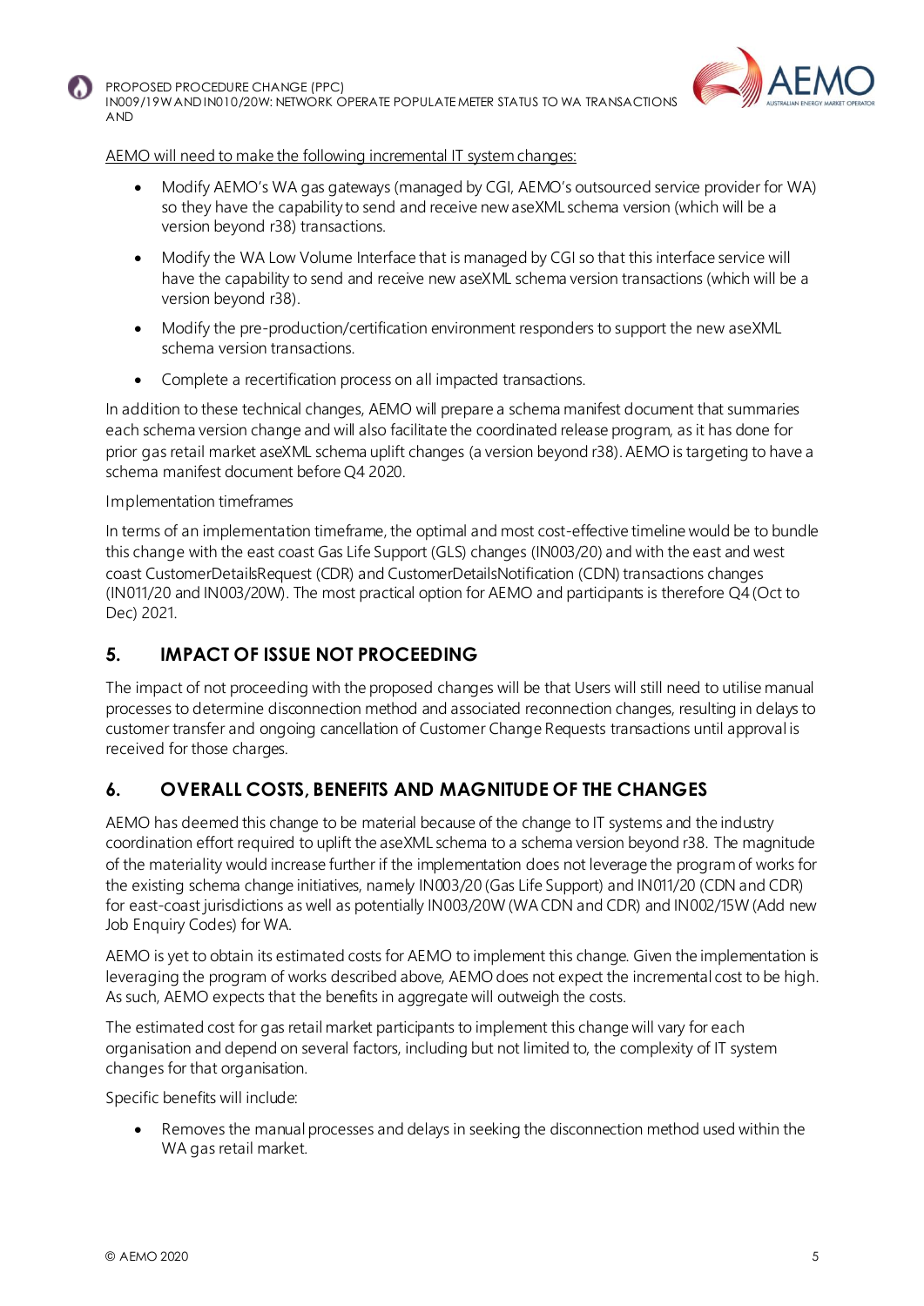AEMO will need to make the following incremental IT system changes:

- Modify AEMO's WA gas gateways (managed by CGI, AEMO's outsourced service provider for WA) so they have the capability to send and receive new aseXML schema version (which will be a version beyond r38) transactions.
- Modify the WA Low Volume Interface that is managed by CGI so that this interface service will have the capability to send and receive new aseXML schema version transactions (which will be a version beyond r38).
- Modify the pre-production/certification environment responders to support the new aseXML schema version transactions.
- Complete a recertification process on all impacted transactions.

In addition to these technical changes, AEMO will prepare a schema manifest document that summaries each schema version change and will also facilitate the coordinated release program, as it has done for prior gas retail market aseXML schema uplift changes (a version beyond r38). AEMO is targeting to have a schema manifest document before Q4 2020.

Implementation timeframes

In terms of an implementation timeframe, the optimal and most cost-effective timeline would be to bundle this change with the east coast Gas Life Support (GLS) changes (IN003/20) and with the east and west coast CustomerDetailsRequest (CDR) and CustomerDetailsNotification (CDN) transactions changes (IN011/20 and IN003/20W). The most practical option for AEMO and participants is therefore Q4 (Oct to Dec) 2021.

## 5. IMPACT OF ISSUE NOT PROCEEDING

The impact of not proceeding with the proposed changes will be that Users will still need to utilise manual processes to determine disconnection method and associated reconnection changes, resulting in delays to customer transfer and ongoing cancellation of Customer Change Requests transactions until approval is received for those charges.

## 6. OVERALL COSTS, BENEFITS AND MAGNITUDE OF THE CHANGES

AEMO has deemed this change to be material because of the change to IT systems and the industry coordination effort required to uplift the aseXML schema to a schema version beyond r38. The magnitude of the materiality would increase further if the implementation does not leverage the program of works for the existing schema change initiatives, namely IN003/20 (Gas Life Support) and IN011/20 (CDN and CDR) for east-coast jurisdictions as well as potentially IN003/20W (WA CDN and CDR) and IN002/15W (Add new Job Enquiry Codes) for WA.

AEMO is yet to obtain its estimated costs for AEMO to implement this change. Given the implementation is leveraging the program of works described above, AEMO does not expect the incremental cost to be high. As such, AEMO expects that the benefits in aggregate will outweigh the costs.

The estimated cost for gas retail market participants to implement this change will vary for each organisation and depend on several factors, including but not limited to, the complexity of IT system changes for that organisation.

Specific benefits will include:

- Removes the manual processes and delays in seeking the disconnection method used within the WA gas retail market.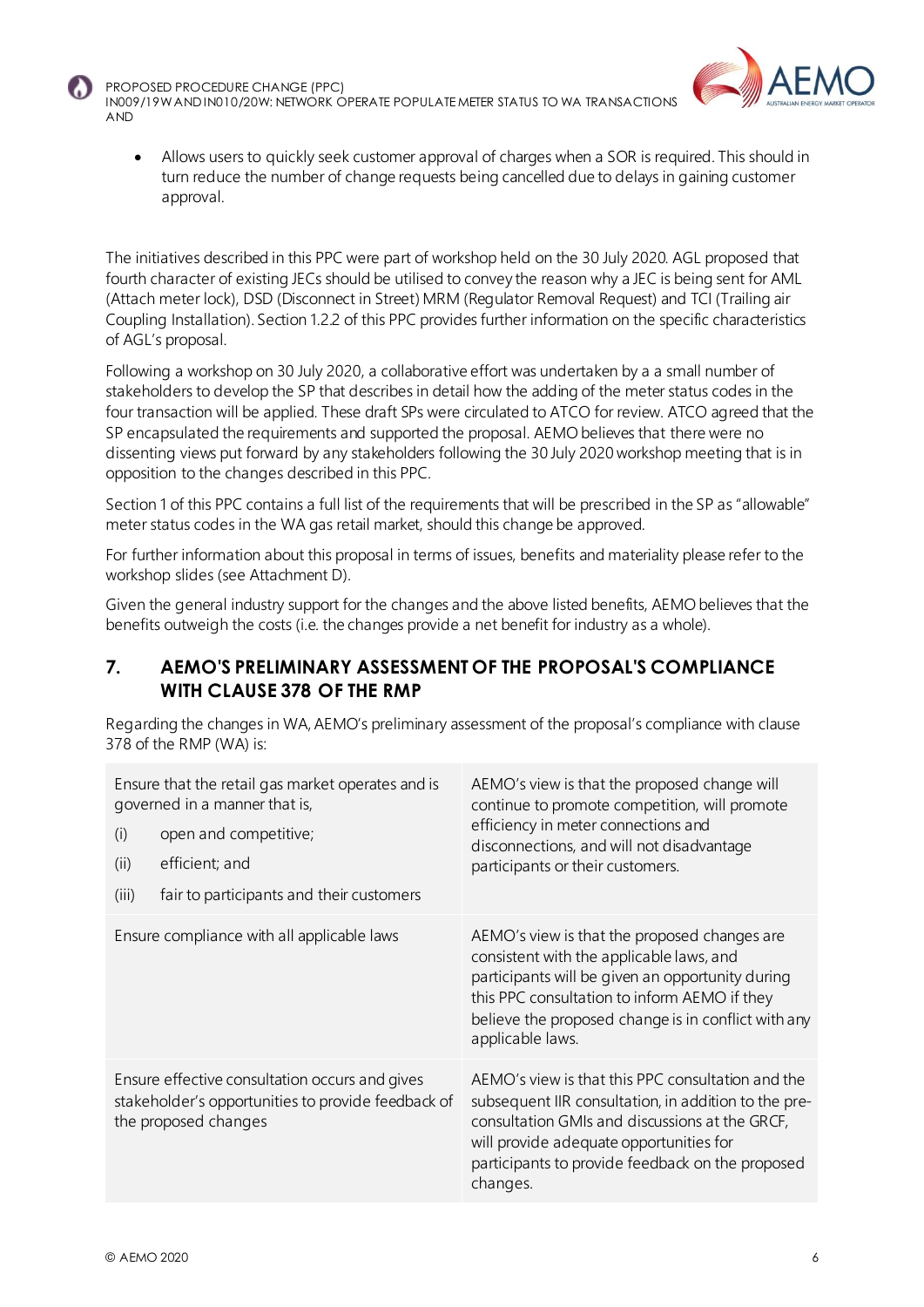- Allows users to quickly seek customer approval of charges when a SOR is required. This should in turn reduce the number of change requests being cancelled due to delays in gaining customer approval.

The initiatives described in this PPC were part of workshop held on the 30 July 2020. AGL proposed that fourth character of existing JECs should be utilised to convey the reason why a JEC is being sent for AML (Attach meter lock), DSD (Disconnect in Street) MRM (Regulator Removal Request) and TCI (Trailing air Coupling Installation). Section 1.2.2 of this PPC provides further information on the specific characteristics of AGL's proposal.

Following a workshop on 30 July 2020, a collaborative effort was undertaken by a a small number of stakeholders to develop the SP that describes in detail how the adding of the meter status codes in the four transaction will be applied. These draft SPs were circulated to ATCO for review. ATCO agreed that the SP encapsulated the requirements and supported the proposal. AEMO believes that there were no dissenting views put forward by any stakeholders following the 30 July 2020 workshop meeting that is in opposition to the changes described in this PPC.

Section 1 of this PPC contains a full list of the requirements that will be prescribed in the SP as "allowable" meter status codes in the WA gas retail market, should this change be approved.

For further information about this proposal in terms of issues, benefits and materiality please refer to the workshop slides (see Attachment D).

Given the general industry support for the changes and the above listed benefits, AEMO believes that the benefits outweigh the costs (i.e. the changes provide a net benefit for industry as a whole).

## 7. AEMO'S PRELIMINARY ASSESSMENT OF THE PROPOSAL'S COMPLIANCE WITH CLAUSE 378 OF THE RMP

Regarding the changes in WA, AEMO's preliminary assessment of the proposal's compliance with clause 378 of the RMP (WA) is:

| | |
|---|---|
| Ensure that the retail gas market operates and is governed in a manner that is, (i) open and competitive; (ii) efficient; and (iii) fair to participants and their customers | AEMO's view is that the proposed change will continue to promote competition, will promote efficiency in meter connections and disconnections, and will not disadvantage participants or their customers. |
| Ensure compliance with all applicable laws | AEMO's view is that the proposed changes are consistent with the applicable laws, and participants will be given an opportunity during this PPC consultation to inform AEMO if they believe the proposed change is in conflict with any applicable laws. |
| Ensure effective consultation occurs and gives stakeholder's opportunities to provide feedback of the proposed changes | AEMO's view is that this PPC consultation and the subsequent IIR consultation, in addition to the pre-consultation GMIs and discussions at the GRCF, will provide adequate opportunities for participants to provide feedback on the proposed changes. |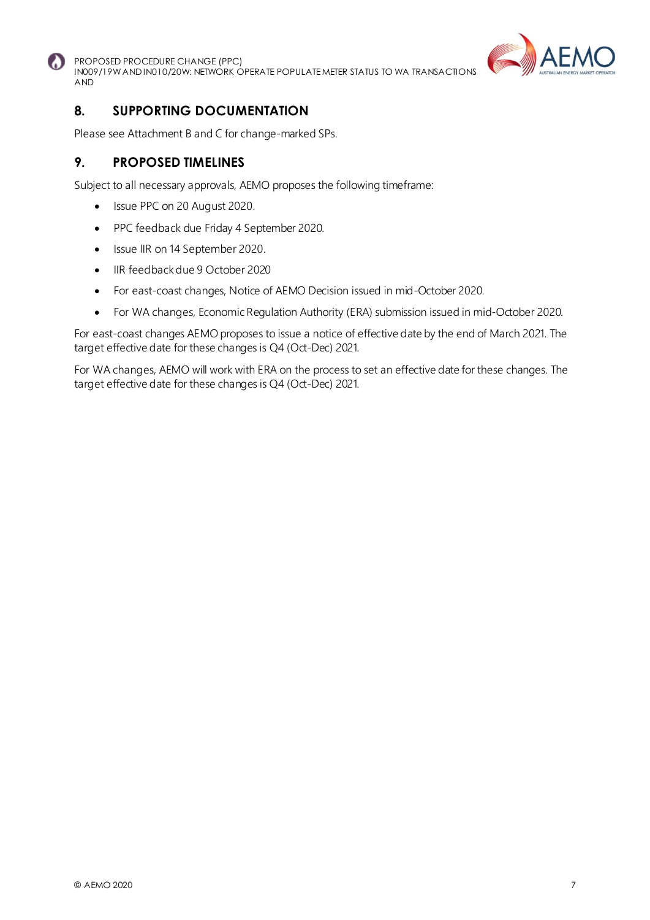## 8. SUPPORTING DOCUMENTATION

Please see Attachment B and C for change-marked SPs.

## 9. PROPOSED TIMELINES

Subject to all necessary approvals, AEMO proposes the following timeframe:

- Issue PPC on 20 August 2020.
- PPC feedback due Friday 4 September 2020.
- Issue IIR on 14 September 2020.
- IIR feedback due 9 October 2020
- For east-coast changes, Notice of AEMO Decision issued in mid-October 2020.
- For WA changes, Economic Regulation Authority (ERA) submission issued in mid-October 2020.

For east-coast changes AEMO proposes to issue a notice of effective date by the end of March 2021. The target effective date for these changes is Q4 (Oct-Dec) 2021.

For WA changes, AEMO will work with ERA on the process to set an effective date for these changes. The target effective date for these changes is Q4 (Oct-Dec) 2021.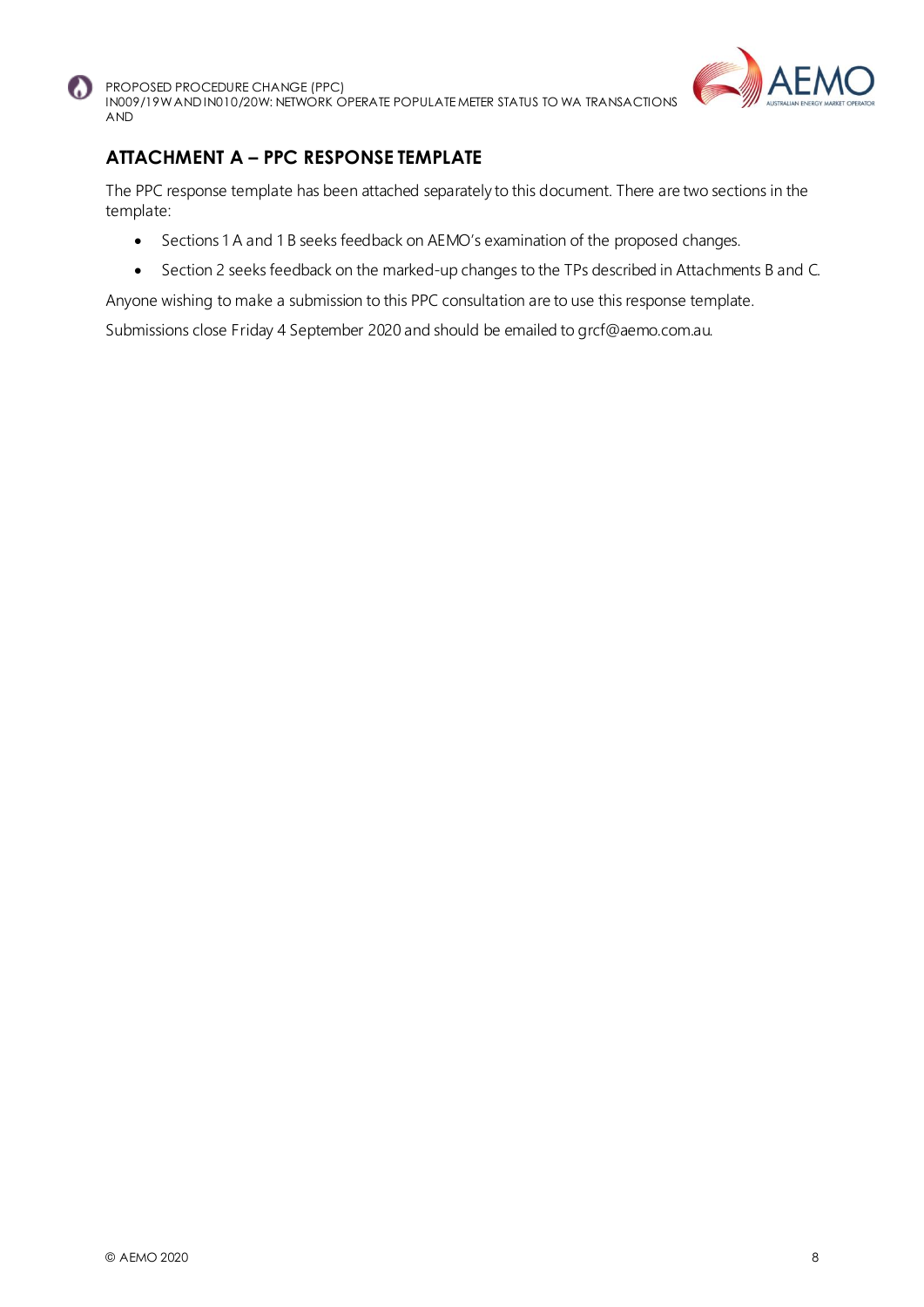## ATTACHMENT A – PPC RESPONSE TEMPLATE

The PPC response template has been attached separately to this document. There are two sections in the template:

- Sections 1 A and 1 B seeks feedback on AEMO's examination of the proposed changes.
- Section 2 seeks feedback on the marked-up changes to the TPs described in Attachments B and C.

Anyone wishing to make a submission to this PPC consultation are to use this response template.

Submissions close Friday 4 September 2020 and should be emailed to grcf@aemo.com.au.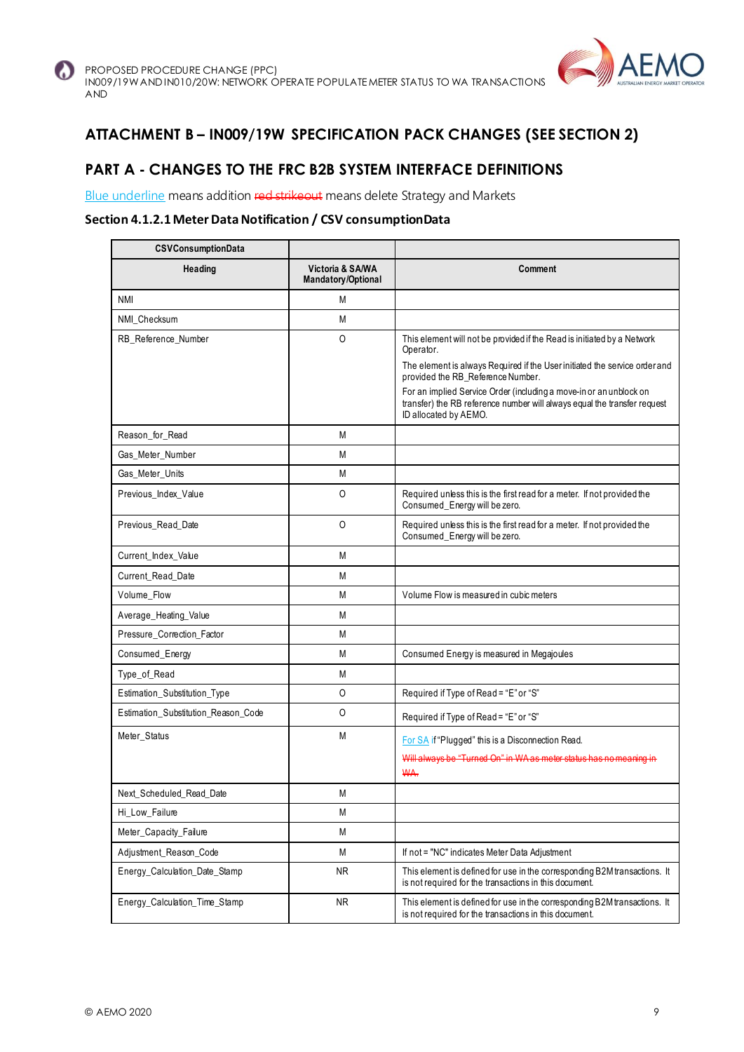## ATTACHMENT B – IN009/19W SPECIFICATION PACK CHANGES (SEE SECTION 2)

## PART A - CHANGES TO THE FRC B2B SYSTEM INTERFACE DEFINITIONS

<u>Blue underline</u> means addition ~~red strikeout~~ means delete Strategy and Markets

### Section 4.1.2.1 Meter Data Notification / CSV consumptionData

| CSVConsumptionData | | |
|---|---|---|
| **Heading** | **Victoria & SA/WA Mandatory/Optional** | **Comment** |
| NMI | M | |
| NMI_Checksum | M | |
| RB_Reference_Number | O | This element will not be provided if the Read is initiated by a Network Operator.<br>The element is always Required if the User initiated the service order and provided the RB_Reference Number.<br>For an implied Service Order (including a move-in or an unblock on transfer) the RB reference number will always equal the transfer request ID allocated by AEMO. |
| Reason_for_Read | M | |
| Gas_Meter_Number | M | |
| Gas_Meter_Units | M | |
| Previous_Index_Value | O | Required unless this is the first read for a meter. If not provided the Consumed_Energy will be zero. |
| Previous_Read_Date | O | Required unless this is the first read for a meter. If not provided the Consumed_Energy will be zero. |
| Current_Index_Value | M | |
| Current_Read_Date | M | |
| Volume_Flow | M | Volume Flow is measured in cubic meters |
| Average_Heating_Value | M | |
| Pressure_Correction_Factor | M | |
| Consumed_Energy | M | Consumed Energy is measured in Megajoules |
| Type_of_Read | M | |
| Estimation_Substitution_Type | O | Required if Type of Read = "E" or "S" |
| Estimation_Substitution_Reason_Code | O | Required if Type of Read = "E" or "S" |
| Meter_Status | M | <u>For SA</u> if "Plugged" this is a Disconnection Read.<br>~~Will always be "Turned On" in WA as meter status has no meaning in WA.~~ |
| Next_Scheduled_Read_Date | M | |
| Hi_Low_Failure | M | |
| Meter_Capacity_Failure | M | |
| Adjustment_Reason_Code | M | If not = "NC" indicates Meter Data Adjustment |
| Energy_Calculation_Date_Stamp | NR | This element is defined for use in the corresponding B2M transactions. It is not required for the transactions in this document. |
| Energy_Calculation_Time_Stamp | NR | This element is defined for use in the corresponding B2M transactions. It is not required for the transactions in this document. |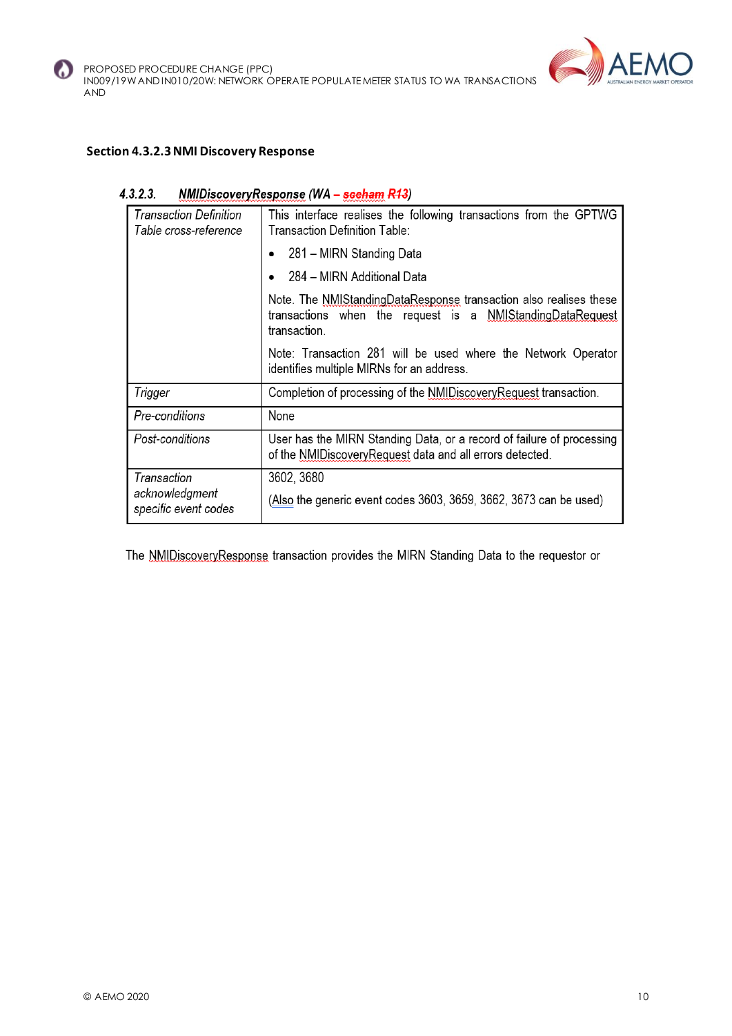**Section 4.3.2.3 NMI Discovery Response**

### 4.3.2.3. *NMIDiscoveryResponse (WA – ~~seeham~~ R13)*

| *Transaction Definition Table cross-reference* | This interface realises the following transactions from the GPTWG Transaction Definition Table:<br>• 281 – MIRN Standing Data<br>• 284 – MIRN Additional Data<br>Note. The NMIStandingDataResponse transaction also realises these transactions when the request is a NMIStandingDataRequest transaction.<br>Note: Transaction 281 will be used where the Network Operator identifies multiple MIRNs for an address. |
|---|---|
| *Trigger* | Completion of processing of the NMIDiscoveryRequest transaction. |
| *Pre-conditions* | None |
| *Post-conditions* | User has the MIRN Standing Data, or a record of failure of processing of the NMIDiscoveryRequest data and all errors detected. |
| *Transaction acknowledgment specific event codes* | 3602, 3680<br>(Also the generic event codes 3603, 3659, 3662, 3673 can be used) |

The NMIDiscoveryResponse transaction provides the MIRN Standing Data to the requestor or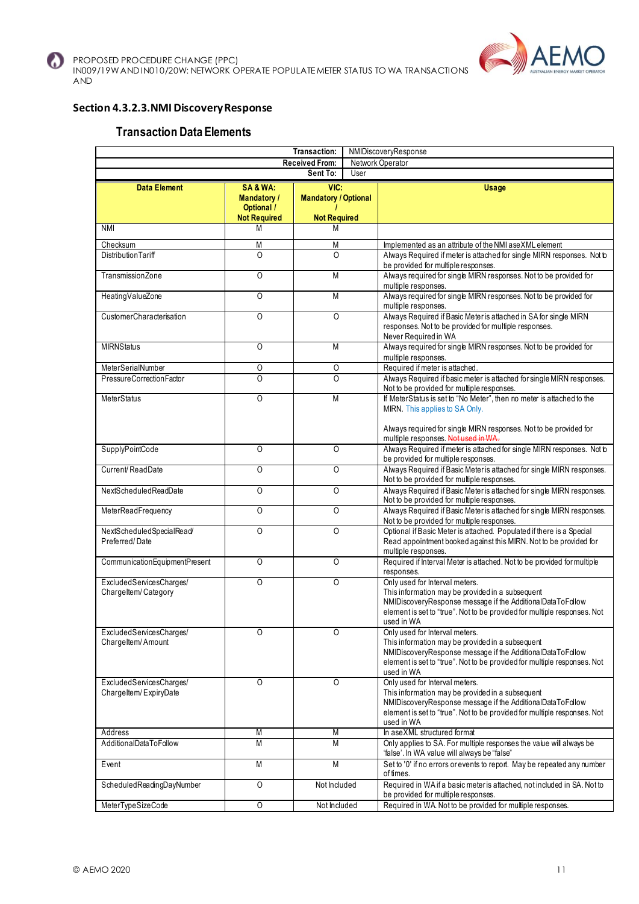## Section 4.3.2.3. NMI Discovery Response

### Transaction Data Elements

| | | Transaction: | NMIDiscoveryResponse |
|---|---|---|---|
| | | Received From: | Network Operator |
| | | Sent To: | User |
| **Data Element** | **SA & WA: Mandatory / Optional / Not Required** | **VIC: Mandatory / Optional / Not Required** | **Usage** |
| NMI | M | M | |
| Checksum | M | M | Implemented as an attribute of the NMI aseXML element |
| DistributionTariff | O | O | Always Required if meter is attached for single MIRN responses. Not to be provided for multiple responses. |
| TransmissionZone | O | M | Always required for single MIRN responses. Not to be provided for multiple responses. |
| HeatingValueZone | O | M | Always required for single MIRN responses. Not to be provided for multiple responses. |
| CustomerCharacterisation | O | O | Always Required if Basic Meter is attached in SA for single MIRN responses. Not to be provided for multiple responses. Never Required in WA |
| MIRNStatus | O | M | Always required for single MIRN responses. Not to be provided for multiple responses. |
| MeterSerialNumber | O | O | Required if meter is attached. |
| PressureCorrectionFactor | O | O | Always Required if basic meter is attached for single MIRN responses. Not to be provided for multiple responses. |
| MeterStatus | O | M | If MeterStatus is set to "No Meter", then no meter is attached to the MIRN. This applies to SA Only. Always required for single MIRN responses. Not to be provided for multiple responses. ~~Not used in WA.~~ |
| SupplyPointCode | O | O | Always Required if meter is attached for single MIRN responses. Not to be provided for multiple responses. |
| Current/ ReadDate | O | O | Always Required if Basic Meter is attached for single MIRN responses. Not to be provided for multiple responses. |
| NextScheduledReadDate | O | O | Always Required if Basic Meter is attached for single MIRN responses. Not to be provided for multiple responses. |
| MeterReadFrequency | O | O | Always Required if Basic Meter is attached for single MIRN responses. Not to be provided for multiple responses. |
| NextScheduledSpecialRead/ Preferred/ Date | O | O | Optional if Basic Meter is attached. Populated if there is a Special Read appointment booked against this MIRN. Not to be provided for multiple responses. |
| CommunicationEquipmentPresent | O | O | Required if Interval Meter is attached. Not to be provided for multiple responses. |
| ExcludedServicesCharges/ ChargeItem/ Category | O | O | Only used for Interval meters. This information may be provided in a subsequent NMIDiscoveryResponse message if the AdditionalDataToFollow element is set to "true". Not to be provided for multiple responses. Not used in WA |
| ExcludedServicesCharges/ ChargeItem/ Amount | O | O | Only used for Interval meters. This information may be provided in a subsequent NMIDiscoveryResponse message if the AdditionalDataToFollow element is set to "true". Not to be provided for multiple responses. Not used in WA |
| ExcludedServicesCharges/ ChargeItem/ ExpiryDate | O | O | Only used for Interval meters. This information may be provided in a subsequent NMIDiscoveryResponse message if the AdditionalDataToFollow element is set to "true". Not to be provided for multiple responses. Not used in WA |
| Address | M | M | In aseXML structured format |
| AdditionalDataToFollow | M | M | Only applies to SA. For multiple responses the value will always be 'false'. In WA value will always be "false" |
| Event | M | M | Set to '0' if no errors or events to report. May be repeated any number of times. |
| ScheduledReadingDayNumber | O | Not Included | Required in WA if a basic meter is attached, not included in SA. Not to be provided for multiple responses. |
| MeterTypeSizeCode | O | Not Included | Required in WA. Not to be provided for multiple responses. |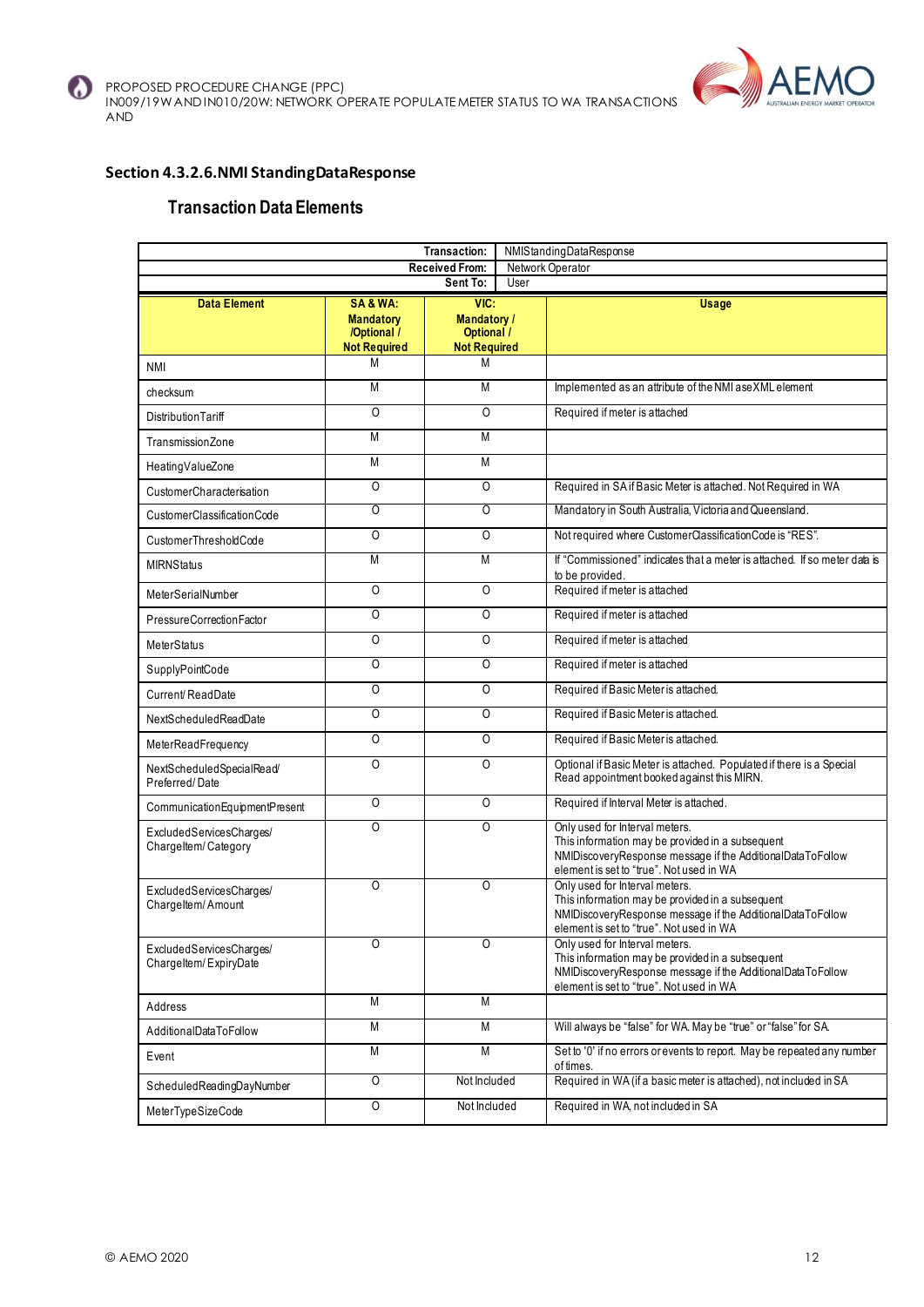## Section 4.3.2.6.NMI StandingDataResponse

### Transaction Data Elements

| | | Transaction: | NMIStandingDataResponse |
|---|---|---|---|
| | | Received From: | Network Operator |
| | | Sent To: | User |
| **Data Element** | **SA & WA: Mandatory /Optional / Not Required** | **VIC: Mandatory / Optional / Not Required** | **Usage** |
| NMI | M | M | |
| checksum | M | M | Implemented as an attribute of the NMI ase XML element |
| DistributionTariff | O | O | Required if meter is attached |
| TransmissionZone | M | M | |
| HeatingValueZone | M | M | |
| CustomerCharacterisation | O | O | Required in SA if Basic Meter is attached. Not Required in WA |
| CustomerClassificationCode | O | O | Mandatory in South Australia, Victoria and Queensland. |
| CustomerThresholdCode | O | O | Not required where CustomerClassificationCode is "RES". |
| MIRNStatus | M | M | If "Commissioned" indicates that a meter is attached. If so meter data is to be provided. |
| MeterSerialNumber | O | O | Required if meter is attached |
| PressureCorrectionFactor | O | O | Required if meter is attached |
| MeterStatus | O | O | Required if meter is attached |
| SupplyPointCode | O | O | Required if meter is attached |
| Current/ ReadDate | O | O | Required if Basic Meter is attached. |
| NextScheduledReadDate | O | O | Required if Basic Meter is attached. |
| MeterReadFrequency | O | O | Required if Basic Meter is attached. |
| NextScheduledSpecialRead/ Preferred/ Date | O | O | Optional if Basic Meter is attached. Populated if there is a Special Read appointment booked against this MIRN. |
| CommunicationEquipmentPresent | O | O | Required if Interval Meter is attached. |
| ExcludedServicesCharges/ ChargeItem/ Category | O | O | Only used for Interval meters. This information may be provided in a subsequent NMIDiscoveryResponse message if the AdditionalDataToFollow element is set to "true". Not used in WA |
| ExcludedServicesCharges/ ChargeItem/ Amount | O | O | Only used for Interval meters. This information may be provided in a subsequent NMIDiscoveryResponse message if the AdditionalDataToFollow element is set to "true". Not used in WA |
| ExcludedServicesCharges/ ChargeItem/ ExpiryDate | O | O | Only used for Interval meters. This information may be provided in a subsequent NMIDiscoveryResponse message if the AdditionalDataToFollow element is set to "true". Not used in WA |
| Address | M | M | |
| AdditionalDataToFollow | M | M | Will always be "false" for WA. May be "true" or "false" for SA. |
| Event | M | M | Set to '0' if no errors or events to report. May be repeated any number of times. |
| ScheduledReadingDayNumber | O | Not Included | Required in WA (if a basic meter is attached), not included in SA |
| MeterTypeSizeCode | O | Not Included | Required in WA, not included in SA |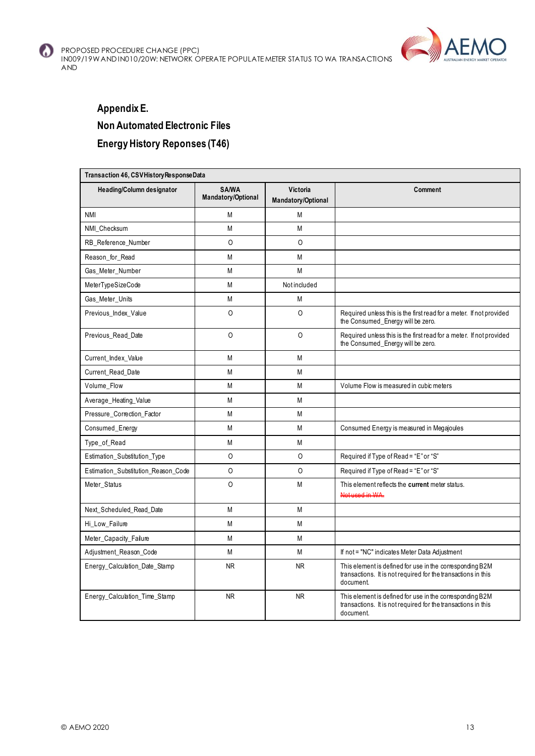# Appendix E.

## Non Automated Electronic Files

## Energy History Reponses (T46)

| Transaction 46, CSVHistoryResponseData | | | |
|---|---|---|---|
| **Heading/Column designator** | **SA/WA Mandatory/Optional** | **Victoria Mandatory/Optional** | **Comment** |
| NMI | M | M | |
| NMI_Checksum | M | M | |
| RB_Reference_Number | O | O | |
| Reason_for_Read | M | M | |
| Gas_Meter_Number | M | M | |
| MeterTypeSizeCode | M | Not included | |
| Gas_Meter_Units | M | M | |
| Previous_Index_Value | O | O | Required unless this is the first read for a meter. If not provided the Consumed_Energy will be zero. |
| Previous_Read_Date | O | O | Required unless this is the first read for a meter. If not provided the Consumed_Energy will be zero. |
| Current_Index_Value | M | M | |
| Current_Read_Date | M | M | |
| Volume_Flow | M | M | Volume Flow is measured in cubic meters |
| Average_Heating_Value | M | M | |
| Pressure_Correction_Factor | M | M | |
| Consumed_Energy | M | M | Consumed Energy is measured in Megajoules |
| Type_of_Read | M | M | |
| Estimation_Substitution_Type | O | O | Required if Type of Read = "E" or "S" |
| Estimation_Substitution_Reason_Code | O | O | Required if Type of Read = "E" or "S" |
| Meter_Status | O | M | This element reflects the **current** meter status. ~~Not used in WA.~~ |
| Next_Scheduled_Read_Date | M | M | |
| Hi_Low_Failure | M | M | |
| Meter_Capacity_Failure | M | M | |
| Adjustment_Reason_Code | M | M | If not = "NC" indicates Meter Data Adjustment |
| Energy_Calculation_Date_Stamp | NR | NR | This element is defined for use in the corresponding B2M transactions. It is not required for the transactions in this document. |
| Energy_Calculation_Time_Stamp | NR | NR | This element is defined for use in the corresponding B2M transactions. It is not required for the transactions in this document. |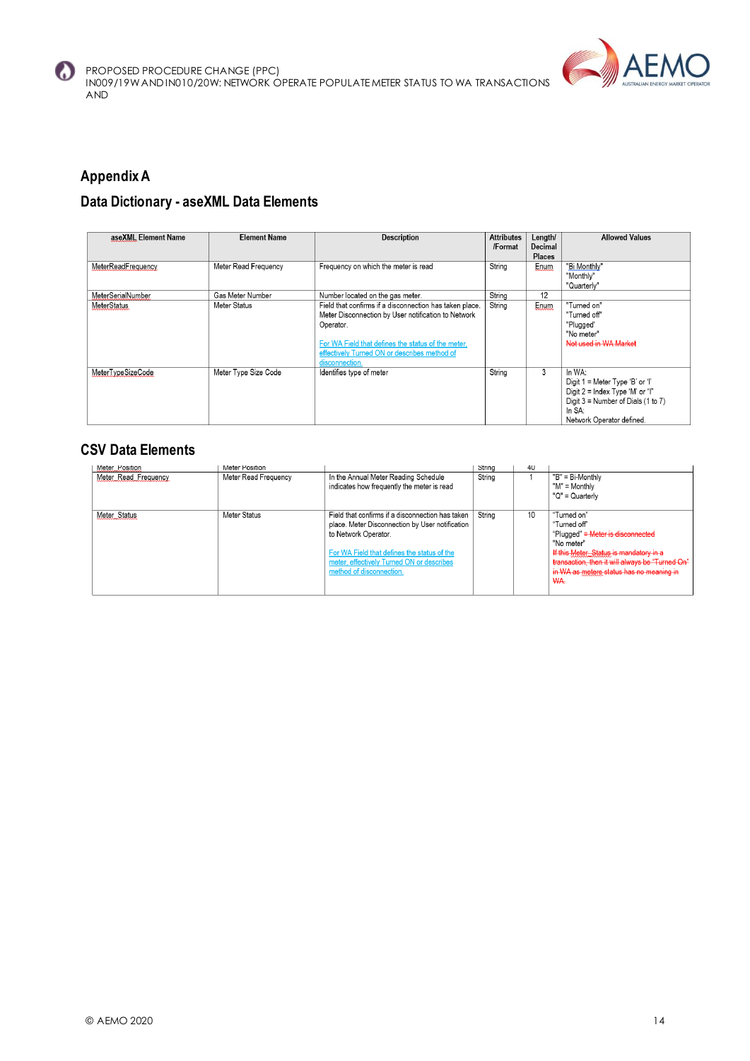## Appendix A

## Data Dictionary - aseXML Data Elements

| aseXML Element Name | Element Name | Description | Attributes /Format | Length/ Decimal Places | Allowed Values |
|---|---|---|---|---|---|
| MeterReadFrequency | Meter Read Frequency | Frequency on which the meter is read | String | Enum | "Bi Monthly"<br>"Monthly"<br>"Quarterly" |
| MeterSerialNumber | Gas Meter Number | Number located on the gas meter. | String | 12 | |
| MeterStatus | Meter Status | Field that confirms if a disconnection has taken place. Meter Disconnection by User notification to Network Operator.<br><br>For WA Field that defines the status of the meter, effectively Turned ON or describes method of disconnection. | String | Enum | "Turned on"<br>"Turned off"<br>"Plugged'<br>"No meter"<br>~~Not used in WA Market~~ |
| MeterTypeSizeCode | Meter Type Size Code | Identifies type of meter | String | 3 | In WA:<br>Digit 1 = Meter Type 'B' or 'I'<br>Digit 2 = Index Type 'M' or 'I'<br>Digit 3 = Number of Dials (1 to 7)<br>In SA:<br>Network Operator defined. |

## CSV Data Elements

| | | | | | |
|---|---|---|---|---|---|
| Meter_Position | Meter Position | | String | 40 | |
| Meter_Read_Frequency | Meter Read Frequency | In the Annual Meter Reading Schedule indicates how frequently the meter is read | String | 1 | "B" = Bi-Monthly<br>"M" = Monthly<br>"Q" = Quarterly |
| Meter_Status | Meter Status | Field that confirms if a disconnection has taken place. Meter Disconnection by User notification to Network Operator.<br><br>For WA Field that defines the status of the meter, effectively Turned ON or describes method of disconnection. | String | 10 | "Turned on"<br>"Turned off"<br>"Plugged" ~~= Meter is disconnected~~<br>"No meter"<br>~~If this Meter_Status is mandatory in a transaction, then it will always be "Turned On" in WA as meters status has no meaning in WA.~~ |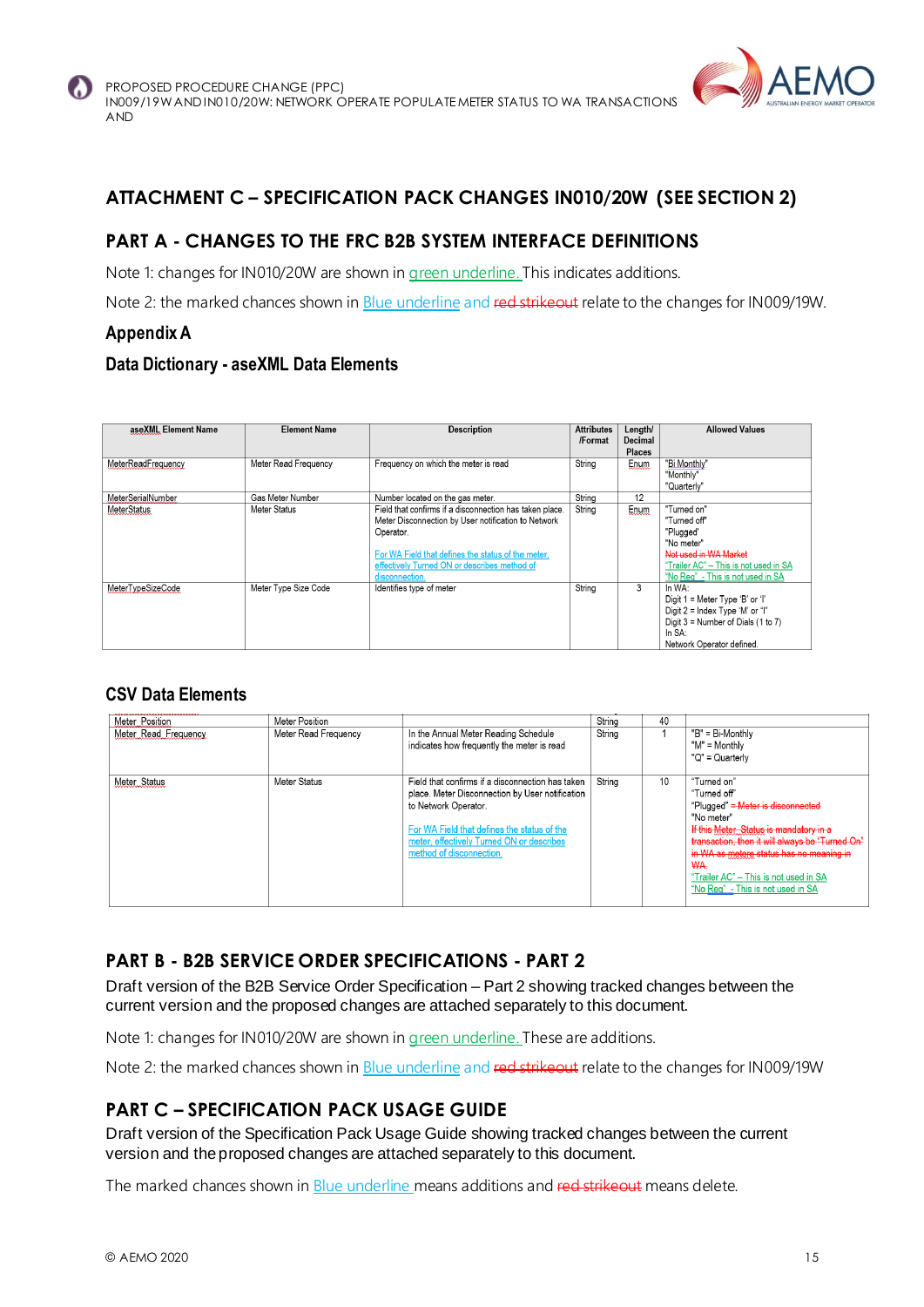## ATTACHMENT C – SPECIFICATION PACK CHANGES IN010/20W (SEE SECTION 2)

## PART A - CHANGES TO THE FRC B2B SYSTEM INTERFACE DEFINITIONS

Note 1: changes for IN010/20W are shown in green underline. This indicates additions.

Note 2: the marked chances shown in Blue underline and ~~red strikeout~~ relate to the changes for IN009/19W.

### Appendix A

### Data Dictionary - aseXML Data Elements

| aseXML Element Name | Element Name | Description | Attributes /Format | Length/ Decimal Places | Allowed Values |
|---|---|---|---|---|---|
| MeterReadFrequency | Meter Read Frequency | Frequency on which the meter is read | String | Enum | "Bi Monthly"<br>"Monthly"<br>"Quarterly" |
| MeterSerialNumber | Gas Meter Number | Number located on the gas meter. | String | 12 | |
| MeterStatus | Meter Status | Field that confirms if a disconnection has taken place. Meter Disconnection by User notification to Network Operator.<br><br>For WA Field that defines the status of the meter, effectively Turned ON or describes method of disconnection. | String | Enum | "Turned on"<br>"Turned off"<br>"Plugged"<br>"No meter"<br>~~Not used in WA Market~~<br>"Trailer AC" – This is not used in SA<br>"No Reg" - This is not used in SA |
| MeterTypeSizeCode | Meter Type Size Code | Identifies type of meter | String | 3 | In WA:<br>Digit 1 = Meter Type 'B' or 'I'<br>Digit 2 = Index Type 'M' or 'I'<br>Digit 3 = Number of Dials (1 to 7)<br>In SA:<br>Network Operator defined. |

### CSV Data Elements

| | | | | | |
|---|---|---|---|---|---|
| Meter_Position | Meter Position | | String | 40 | |
| Meter_Read_Frequency | Meter Read Frequency | In the Annual Meter Reading Schedule indicates how frequently the meter is read | String | 1 | "B" = Bi-Monthly<br>"M" = Monthly<br>"Q" = Quarterly |
| Meter_Status | Meter Status | Field that confirms if a disconnection has taken place. Meter Disconnection by User notification to Network Operator.<br><br>For WA Field that defines the status of the meter, effectively Turned ON or describes method of disconnection. | String | 10 | "Turned on"<br>"Turned off"<br>"Plugged" ~~= Meter is disconnected~~<br>"No meter"<br>~~If this Meter_Status is mandatory in a transaction, then it will always be "Turned On" in WA as meters status has no meaning in WA.~~<br>"Trailer AC" – This is not used in SA<br>"No Reg" - This is not used in SA |

## PART B - B2B SERVICE ORDER SPECIFICATIONS - PART 2

Draft version of the B2B Service Order Specification – Part 2 showing tracked changes between the current version and the proposed changes are attached separately to this document.

Note 1: changes for IN010/20W are shown in green underline. These are additions.

Note 2: the marked chances shown in Blue underline and ~~red strikeout~~ relate to the changes for IN009/19W

## PART C – SPECIFICATION PACK USAGE GUIDE

Draft version of the Specification Pack Usage Guide showing tracked changes between the current version and the proposed changes are attached separately to this document.

The marked chances shown in Blue underline means additions and ~~red strikeout~~ means delete.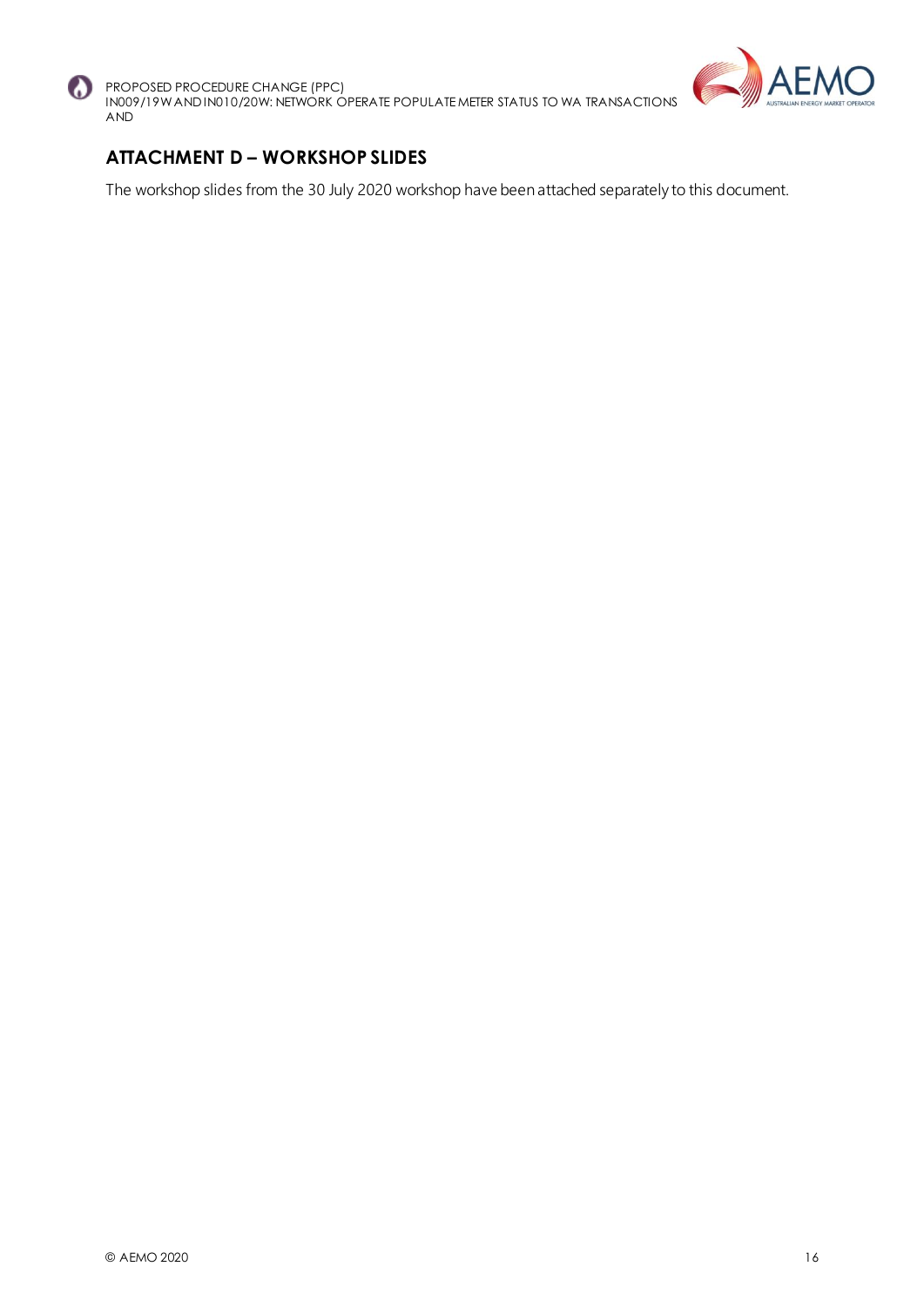## ATTACHMENT D – WORKSHOP SLIDES

The workshop slides from the 30 July 2020 workshop have been attached separately to this document.